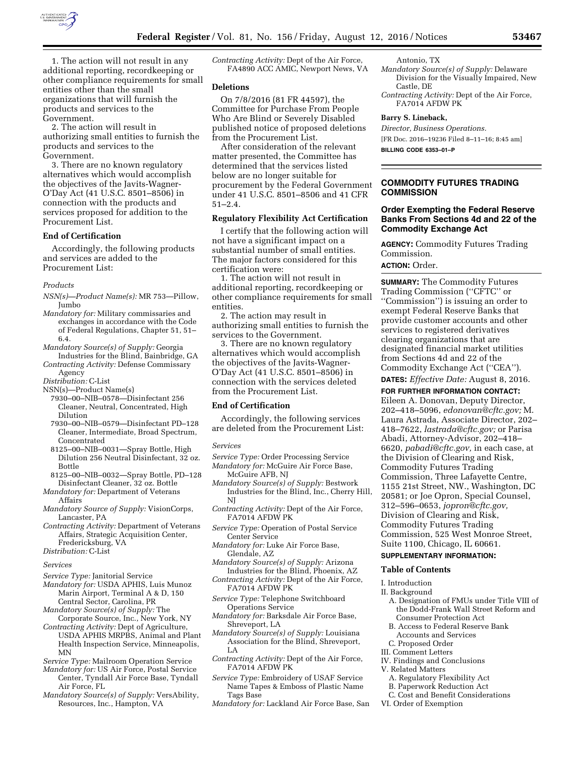1. The action will not result in any additional reporting, recordkeeping or other compliance requirements for small entities other than the small organizations that will furnish the products and services to the Government.

2. The action will result in authorizing small entities to furnish the products and services to the Government.

3. There are no known regulatory alternatives which would accomplish the objectives of the Javits-Wagner-O'Day Act (41 U.S.C. 8501–8506) in connection with the products and services proposed for addition to the Procurement List.

### End of Certification

Accordingly, the following products and services are added to the Procurement List:

*Products*

*NSN(s)—Product Name(s):* MR 753—Pillow, Jumbo
*Mandatory for:* Military commissaries and exchanges in accordance with the Code of Federal Regulations, Chapter 51, 51–6.4.
*Mandatory Source(s) of Supply:* Georgia Industries for the Blind, Bainbridge, GA
*Contracting Activity:* Defense Commissary Agency
*Distribution:* C-List
NSN(s)—Product Name(s)
7930–00–NIB–0578—Disinfectant 256 Cleaner, Neutral, Concentrated, High Dilution
7930–00–NIB–0579—Disinfectant PD–128 Cleaner, Intermediate, Broad Spectrum, Concentrated
8125–00–NIB–0031—Spray Bottle, High Dilution 256 Neutral Disinfectant, 32 oz. Bottle
8125–00–NIB–0032—Spray Bottle, PD–128 Disinfectant Cleaner, 32 oz. Bottle
*Mandatory for:* Department of Veterans Affairs
*Mandatory Source of Supply:* VisionCorps, Lancaster, PA
*Contracting Activity:* Department of Veterans Affairs, Strategic Acquisition Center, Fredericksburg, VA
*Distribution:* C-List

*Services*

*Service Type:* Janitorial Service
*Mandatory for:* USDA APHIS, Luis Munoz Marin Airport, Terminal A & D, 150 Central Sector, Carolina, PR
*Mandatory Source(s) of Supply:* The Corporate Source, Inc., New York, NY
*Contracting Activity:* Dept of Agriculture, USDA APHIS MRPBS, Animal and Plant Health Inspection Service, Minneapolis, MN
*Service Type:* Mailroom Operation Service
*Mandatory for:* US Air Force, Postal Service Center, Tyndall Air Force Base, Tyndall Air Force, FL
*Mandatory Source(s) of Supply:* VersAbility, Resources, Inc., Hampton, VA
*Contracting Activity:* Dept of the Air Force, FA4890 ACC AMIC, Newport News, VA

### Deletions

On 7/8/2016 (81 FR 44597), the Committee for Purchase From People Who Are Blind or Severely Disabled published notice of proposed deletions from the Procurement List.

After consideration of the relevant matter presented, the Committee has determined that the services listed below are no longer suitable for procurement by the Federal Government under 41 U.S.C. 8501–8506 and 41 CFR 51–2.4.

### Regulatory Flexibility Act Certification

I certify that the following action will not have a significant impact on a substantial number of small entities. The major factors considered for this certification were:

1. The action will not result in additional reporting, recordkeeping or other compliance requirements for small entities.

2. The action may result in authorizing small entities to furnish the services to the Government.

3. There are no known regulatory alternatives which would accomplish the objectives of the Javits-Wagner-O'Day Act (41 U.S.C. 8501–8506) in connection with the services deleted from the Procurement List.

### End of Certification

Accordingly, the following services are deleted from the Procurement List:

*Services*

*Service Type:* Order Processing Service
*Mandatory for:* McGuire Air Force Base, McGuire AFB, NJ
*Mandatory Source(s) of Supply:* Bestwork Industries for the Blind, Inc., Cherry Hill, NJ
*Contracting Activity:* Dept of the Air Force, FA7014 AFDW PK
*Service Type:* Operation of Postal Service Center Service
*Mandatory for:* Luke Air Force Base, Glendale, AZ
*Mandatory Source(s) of Supply:* Arizona Industries for the Blind, Phoenix, AZ
*Contracting Activity:* Dept of the Air Force, FA7014 AFDW PK
*Service Type:* Telephone Switchboard Operations Service
*Mandatory for:* Barksdale Air Force Base, Shreveport, LA
*Mandatory Source(s) of Supply:* Louisiana Association for the Blind, Shreveport, LA
*Contracting Activity:* Dept of the Air Force, FA7014 AFDW PK
*Service Type:* Embroidery of USAF Service Name Tapes & Emboss of Plastic Name Tags Base
*Mandatory for:* Lackland Air Force Base, San Antonio, TX
*Mandatory Source(s) of Supply:* Delaware Division for the Visually Impaired, New Castle, DE
*Contracting Activity:* Dept of the Air Force, FA7014 AFDW PK

**Barry S. Lineback,**
*Director, Business Operations.*
[FR Doc. 2016–19236 Filed 8–11–16; 8:45 am]
**BILLING CODE 6353–01–P**

## COMMODITY FUTURES TRADING COMMISSION

### Order Exempting the Federal Reserve Banks From Sections 4d and 22 of the Commodity Exchange Act

**AGENCY:** Commodity Futures Trading Commission.

**ACTION:** Order.

**SUMMARY:** The Commodity Futures Trading Commission ("CFTC" or "Commission") is issuing an order to exempt Federal Reserve Banks that provide customer accounts and other services to registered derivatives clearing organizations that are designated financial market utilities from Sections 4d and 22 of the Commodity Exchange Act ("CEA").

**DATES:** *Effective Date:* August 8, 2016.

**FOR FURTHER INFORMATION CONTACT:** Eileen A. Donovan, Deputy Director, 202–418–5096, *edonovan@cftc.gov;* M. Laura Astrada, Associate Director, 202–418–7622, *lastrada@cftc.gov;* or Parisa Abadi, Attorney-Advisor, 202–418–6620, *pabadi@cftc.gov,* in each case, at the Division of Clearing and Risk, Commodity Futures Trading Commission, Three Lafayette Centre, 1155 21st Street, NW., Washington, DC 20581; or Joe Opron, Special Counsel, 312–596–0653, *jopron@cftc.gov,* Division of Clearing and Risk, Commodity Futures Trading Commission, 525 West Monroe Street, Suite 1100, Chicago, IL 60661.

**SUPPLEMENTARY INFORMATION:**

### Table of Contents

I. Introduction
II. Background
  A. Designation of FMUs under Title VIII of the Dodd-Frank Wall Street Reform and Consumer Protection Act
  B. Access to Federal Reserve Bank Accounts and Services
  C. Proposed Order
III. Comment Letters
IV. Findings and Conclusions
V. Related Matters
  A. Regulatory Flexibility Act
  B. Paperwork Reduction Act
  C. Cost and Benefit Considerations
VI. Order of Exemption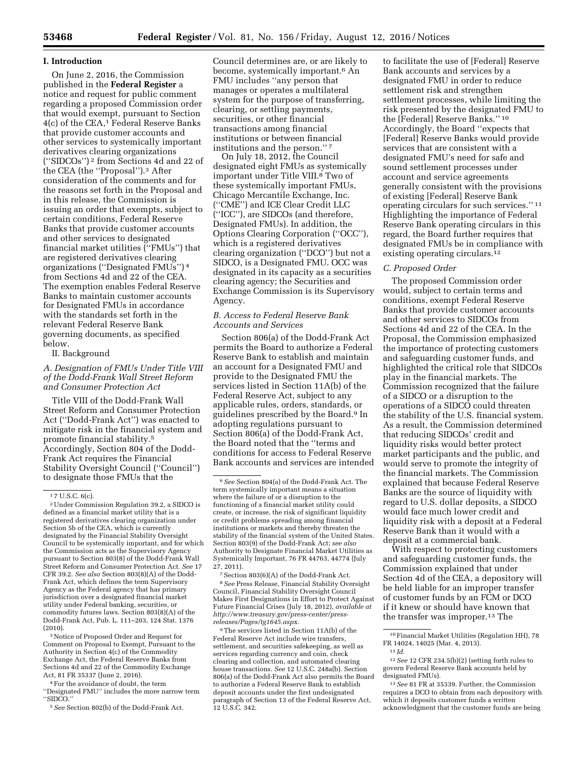## I. Introduction

On June 2, 2016, the Commission published in the **Federal Register** a notice and request for public comment regarding a proposed Commission order that would exempt, pursuant to Section 4(c) of the CEA,[1] Federal Reserve Banks that provide customer accounts and other services to systemically important derivatives clearing organizations (''SIDCOs'')[2] from Sections 4d and 22 of the CEA (the ''Proposal'').[3] After consideration of the comments and for the reasons set forth in the Proposal and in this release, the Commission is issuing an order that exempts, subject to certain conditions, Federal Reserve Banks that provide customer accounts and other services to designated financial market utilities (''FMUs'') that are registered derivatives clearing organizations (''Designated FMUs'')[4] from Sections 4d and 22 of the CEA. The exemption enables Federal Reserve Banks to maintain customer accounts for Designated FMUs in accordance with the standards set forth in the relevant Federal Reserve Bank governing documents, as specified below.

II. Background

### *A. Designation of FMUs Under Title VIII of the Dodd-Frank Wall Street Reform and Consumer Protection Act*

Title VIII of the Dodd-Frank Wall Street Reform and Consumer Protection Act (''Dodd-Frank Act'') was enacted to mitigate risk in the financial system and promote financial stability.[5] Accordingly, Section 804 of the Dodd-Frank Act requires the Financial Stability Oversight Council (''Council'') to designate those FMUs that the Council determines are, or are likely to become, systemically important.[6] An FMU includes ''any person that manages or operates a multilateral system for the purpose of transferring, clearing, or settling payments, securities, or other financial transactions among financial institutions or between financial institutions and the person.''[7]

On July 18, 2012, the Council designated eight FMUs as systemically important under Title VIII.[8] Two of these systemically important FMUs, Chicago Mercantile Exchange, Inc. (''CME'') and ICE Clear Credit LLC (''ICC''), are SIDCOs (and therefore, Designated FMUs). In addition, the Options Clearing Corporation (''OCC''), which is a registered derivatives clearing organization (''DCO'') but not a SIDCO, is a Designated FMU. OCC was designated in its capacity as a securities clearing agency; the Securities and Exchange Commission is its Supervisory Agency.

### *B. Access to Federal Reserve Bank Accounts and Services*

Section 806(a) of the Dodd-Frank Act permits the Board to authorize a Federal Reserve Bank to establish and maintain an account for a Designated FMU and provide to the Designated FMU the services listed in Section 11A(b) of the Federal Reserve Act, subject to any applicable rules, orders, standards, or guidelines prescribed by the Board.[9] In adopting regulations pursuant to Section 806(a) of the Dodd-Frank Act, the Board noted that the ''terms and conditions for access to Federal Reserve Bank accounts and services are intended to facilitate the use of [Federal] Reserve Bank accounts and services by a designated FMU in order to reduce settlement risk and strengthen settlement processes, while limiting the risk presented by the designated FMU to the [Federal] Reserve Banks.''[10] Accordingly, the Board ''expects that [Federal] Reserve Banks would provide services that are consistent with a designated FMU's need for safe and sound settlement processes under account and service agreements generally consistent with the provisions of existing [Federal] Reserve Bank operating circulars for such services.''[11] Highlighting the importance of Federal Reserve Bank operating circulars in this regard, the Board further requires that designated FMUs be in compliance with existing operating circulars.[12]

### *C. Proposed Order*

The proposed Commission order would, subject to certain terms and conditions, exempt Federal Reserve Banks that provide customer accounts and other services to SIDCOs from Sections 4d and 22 of the CEA. In the Proposal, the Commission emphasized the importance of protecting customers and safeguarding customer funds, and highlighted the critical role that SIDCOs play in the financial markets. The Commission recognized that the failure of a SIDCO or a disruption to the operations of a SIDCO could threaten the stability of the U.S. financial system. As a result, the Commission determined that reducing SIDCOs' credit and liquidity risks would better protect market participants and the public, and would serve to promote the integrity of the financial markets. The Commission explained that because Federal Reserve Banks are the source of liquidity with regard to U.S. dollar deposits, a SIDCO would face much lower credit and liquidity risk with a deposit at a Federal Reserve Bank than it would with a deposit at a commercial bank.

With respect to protecting customers and safeguarding customer funds, the Commission explained that under Section 4d of the CEA, a depository will be held liable for an improper transfer of customer funds by an FCM or DCO if it knew or should have known that the transfer was improper.[13] The

---

[1] 7 U.S.C. 6(c).

[2] Under Commission Regulation 39.2, a SIDCO is defined as a financial market utility that is a registered derivatives clearing organization under Section 5b of the CEA, which is currently designated by the Financial Stability Oversight Council to be systemically important, and for which the Commission acts as the Supervisory Agency pursuant to Section 803(8) of the Dodd-Frank Wall Street Reform and Consumer Protection Act. *See* 17 CFR 39.2. *See also* Section 803(8)(A) of the Dodd-Frank Act, which defines the term Supervisory Agency as the Federal agency that has primary jurisdiction over a designated financial market utility under Federal banking, securities, or commodity futures laws. Section 803(8)(A) of the Dodd-Frank Act, Pub. L. 111–203, 124 Stat. 1376 (2010).

[3] Notice of Proposed Order and Request for Comment on Proposal to Exempt, Pursuant to the Authority in Section 4(c) of the Commodity Exchange Act, the Federal Reserve Banks from Sections 4d and 22 of the Commodity Exchange Act, 81 FR 35337 (June 2, 2016).

[4] For the avoidance of doubt, the term ''Designated FMU'' includes the more narrow term ''SIDCO.''

[5] *See* Section 802(b) of the Dodd-Frank Act.

[6] *See* Section 804(a) of the Dodd-Frank Act. The term systemically important means a situation where the failure of or a disruption to the functioning of a financial market utility could create, or increase, the risk of significant liquidity or credit problems spreading among financial institutions or markets and thereby threaten the stability of the financial system of the United States. Section 803(9) of the Dodd-Frank Act; *see also* Authority to Designate Financial Market Utilities as Systemically Important, 76 FR 44763, 44774 (July 27, 2011).

[7] Section 803(6)(A) of the Dodd-Frank Act.

[8] *See* Press Release, Financial Stability Oversight Council, Financial Stability Oversight Council Makes First Designations in Effort to Protect Against Future Financial Crises (July 18, 2012), *available at http://www.treasury.gov/press-center/press-releases/Pages/tg1645.aspx*.

[9] The services listed in Section 11A(b) of the Federal Reserve Act include wire transfers, settlement, and securities safekeeping, as well as services regarding currency and coin, check clearing and collection, and automated clearing house transactions. *See* 12 U.S.C. 248a(b). Section 806(a) of the Dodd-Frank Act also permits the Board to authorize a Federal Reserve Bank to establish deposit accounts under the first undesignated paragraph of Section 13 of the Federal Reserve Act, 12 U.S.C. 342.

[10] Financial Market Utilities (Regulation HH), 78 FR 14024, 14025 (Mar. 4, 2013).

[11] *Id.*

[12] *See* 12 CFR 234.5(b)(2) (setting forth rules to govern Federal Reserve Bank accounts held by designated FMUs).

[13] *See* 81 FR at 35339. Further, the Commission requires a DCO to obtain from each depository with which it deposits customer funds a written acknowledgment that the customer funds are being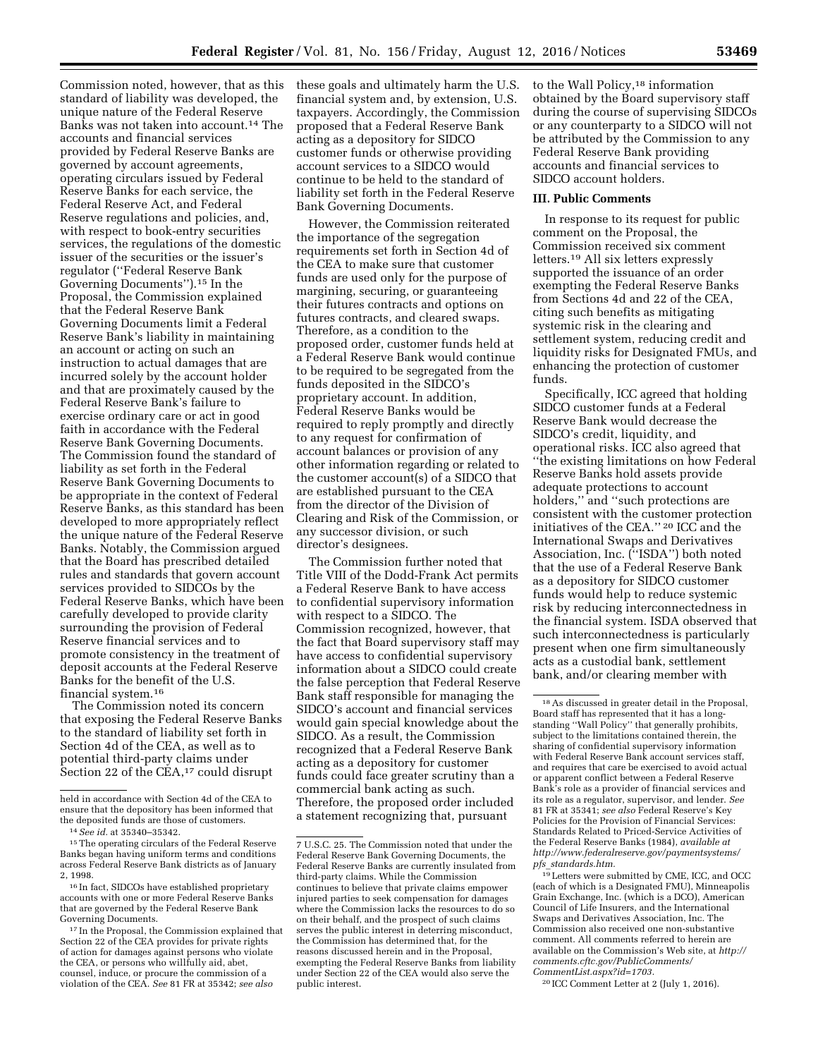Commission noted, however, that as this standard of liability was developed, the unique nature of the Federal Reserve Banks was not taken into account.[14] The accounts and financial services provided by Federal Reserve Banks are governed by account agreements, operating circulars issued by Federal Reserve Banks for each service, the Federal Reserve Act, and Federal Reserve regulations and policies, and, with respect to book-entry securities services, the regulations of the domestic issuer of the securities or the issuer's regulator (''Federal Reserve Bank Governing Documents'').[15] In the Proposal, the Commission explained that the Federal Reserve Bank Governing Documents limit a Federal Reserve Bank's liability in maintaining an account or acting on such an instruction to actual damages that are incurred solely by the account holder and that are proximately caused by the Federal Reserve Bank's failure to exercise ordinary care or act in good faith in accordance with the Federal Reserve Bank Governing Documents. The Commission found the standard of liability as set forth in the Federal Reserve Bank Governing Documents to be appropriate in the context of Federal Reserve Banks, as this standard has been developed to more appropriately reflect the unique nature of the Federal Reserve Banks. Notably, the Commission argued that the Board has prescribed detailed rules and standards that govern account services provided to SIDCOs by the Federal Reserve Banks, which have been carefully developed to provide clarity surrounding the provision of Federal Reserve financial services and to promote consistency in the treatment of deposit accounts at the Federal Reserve Banks for the benefit of the U.S. financial system.[16]

The Commission noted its concern that exposing the Federal Reserve Banks to the standard of liability set forth in Section 4d of the CEA, as well as to potential third-party claims under Section 22 of the CEA,[17] could disrupt these goals and ultimately harm the U.S. financial system and, by extension, U.S. taxpayers. Accordingly, the Commission proposed that a Federal Reserve Bank acting as a depository for SIDCO customer funds or otherwise providing account services to a SIDCO would continue to be held to the standard of liability set forth in the Federal Reserve Bank Governing Documents.

However, the Commission reiterated the importance of the segregation requirements set forth in Section 4d of the CEA to make sure that customer funds are used only for the purpose of margining, securing, or guaranteeing their futures contracts and options on futures contracts, and cleared swaps. Therefore, as a condition to the proposed order, customer funds held at a Federal Reserve Bank would continue to be required to be segregated from the funds deposited in the SIDCO's proprietary account. In addition, Federal Reserve Banks would be required to reply promptly and directly to any request for confirmation of account balances or provision of any other information regarding or related to the customer account(s) of a SIDCO that are established pursuant to the CEA from the director of the Division of Clearing and Risk of the Commission, or any successor division, or such director's designees.

The Commission further noted that Title VIII of the Dodd-Frank Act permits a Federal Reserve Bank to have access to confidential supervisory information with respect to a SIDCO. The Commission recognized, however, that the fact that Board supervisory staff may have access to confidential supervisory information about a SIDCO could create the false perception that Federal Reserve Bank staff responsible for managing the SIDCO's account and financial services would gain special knowledge about the SIDCO. As a result, the Commission recognized that a Federal Reserve Bank acting as a depository for customer funds could face greater scrutiny than a commercial bank acting as such. Therefore, the proposed order included a statement recognizing that, pursuant to the Wall Policy,[18] information obtained by the Board supervisory staff during the course of supervising SIDCOs or any counterparty to a SIDCO will not be attributed by the Commission to any Federal Reserve Bank providing accounts and financial services to SIDCO account holders.

## III. Public Comments

In response to its request for public comment on the Proposal, the Commission received six comment letters.[19] All six letters expressly supported the issuance of an order exempting the Federal Reserve Banks from Sections 4d and 22 of the CEA, citing such benefits as mitigating systemic risk in the clearing and settlement system, reducing credit and liquidity risks for Designated FMUs, and enhancing the protection of customer funds.

Specifically, ICC agreed that holding SIDCO customer funds at a Federal Reserve Bank would decrease the SIDCO's credit, liquidity, and operational risks. ICC also agreed that ''the existing limitations on how Federal Reserve Banks hold assets provide adequate protections to account holders,'' and ''such protections are consistent with the customer protection initiatives of the CEA.''[20] ICC and the International Swaps and Derivatives Association, Inc. (''ISDA'') both noted that the use of a Federal Reserve Bank as a depository for SIDCO customer funds would help to reduce systemic risk by reducing interconnectedness in the financial system. ISDA observed that such interconnectedness is particularly present when one firm simultaneously acts as a custodial bank, settlement bank, and/or clearing member with

---

held in accordance with Section 4d of the CEA to ensure that the depository has been informed that the deposited funds are those of customers.

[14] *See id.* at 35340–35342.

[15] The operating circulars of the Federal Reserve Banks began having uniform terms and conditions across Federal Reserve Bank districts as of January 2, 1998.

[16] In fact, SIDCOs have established proprietary accounts with one or more Federal Reserve Banks that are governed by the Federal Reserve Bank Governing Documents.

[17] In the Proposal, the Commission explained that Section 22 of the CEA provides for private rights of action for damages against persons who violate the CEA, or persons who willfully aid, abet, counsel, induce, or procure the commission of a violation of the CEA. *See* 81 FR at 35342; *see also* 7 U.S.C. 25. The Commission noted that under the Federal Reserve Bank Governing Documents, the Federal Reserve Banks are currently insulated from third-party claims. While the Commission continues to believe that private claims empower injured parties to seek compensation for damages where the Commission lacks the resources to do so on their behalf, and the prospect of such claims serves the public interest in deterring misconduct, the Commission has determined that, for the reasons discussed herein and in the Proposal, exempting the Federal Reserve Banks from liability under Section 22 of the CEA would also serve the public interest.

[18] As discussed in greater detail in the Proposal, Board staff has represented that it has a long-standing ''Wall Policy'' that generally prohibits, subject to the limitations contained therein, the sharing of confidential supervisory information with Federal Reserve Bank account services staff, and requires that care be exercised to avoid actual or apparent conflict between a Federal Reserve Bank's role as a provider of financial services and its role as a regulator, supervisor, and lender. *See* 81 FR at 35341; *see also* Federal Reserve's Key Policies for the Provision of Financial Services: Standards Related to Priced-Service Activities of the Federal Reserve Banks (1984), *available at http://www.federalreserve.gov/paymentsystems/pfs_standards.htm.*

[19] Letters were submitted by CME, ICC, and OCC (each of which is a Designated FMU), Minneapolis Grain Exchange, Inc. (which is a DCO), American Council of Life Insurers, and the International Swaps and Derivatives Association, Inc. The Commission also received one non-substantive comment. All comments referred to herein are available on the Commission's Web site, at *http://comments.cftc.gov/PublicComments/CommentList.aspx?id=1703.*

[20] ICC Comment Letter at 2 (July 1, 2016).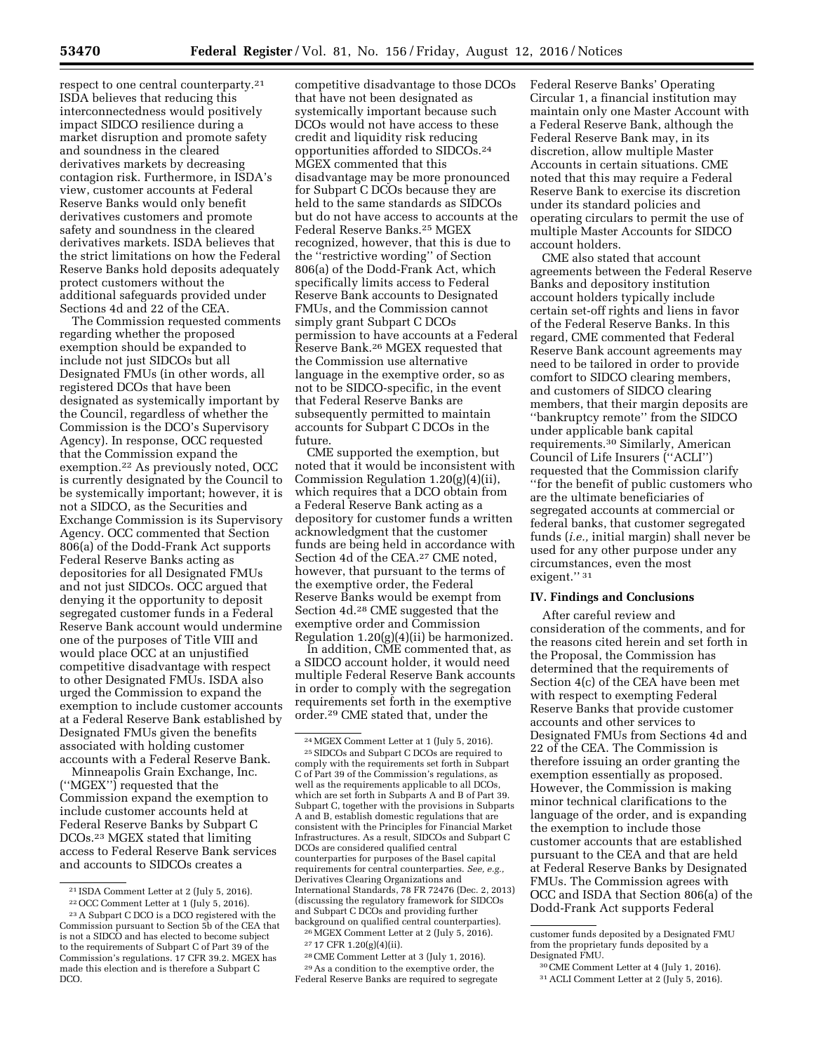respect to one central counterparty.[21] ISDA believes that reducing this interconnectedness would positively impact SIDCO resilience during a market disruption and promote safety and soundness in the cleared derivatives markets by decreasing contagion risk. Furthermore, in ISDA's view, customer accounts at Federal Reserve Banks would only benefit derivatives customers and promote safety and soundness in the cleared derivatives markets. ISDA believes that the strict limitations on how the Federal Reserve Banks hold deposits adequately protect customers without the additional safeguards provided under Sections 4d and 22 of the CEA.

The Commission requested comments regarding whether the proposed exemption should be expanded to include not just SIDCOs but all Designated FMUs (in other words, all registered DCOs that have been designated as systemically important by the Council, regardless of whether the Commission is the DCO's Supervisory Agency). In response, OCC requested that the Commission expand the exemption.[22] As previously noted, OCC is currently designated by the Council to be systemically important; however, it is not a SIDCO, as the Securities and Exchange Commission is its Supervisory Agency. OCC commented that Section 806(a) of the Dodd-Frank Act supports Federal Reserve Banks acting as depositories for all Designated FMUs and not just SIDCOs. OCC argued that denying it the opportunity to deposit segregated customer funds in a Federal Reserve Bank account would undermine one of the purposes of Title VIII and would place OCC at an unjustified competitive disadvantage with respect to other Designated FMUs. ISDA also urged the Commission to expand the exemption to include customer accounts at a Federal Reserve Bank established by Designated FMUs given the benefits associated with holding customer accounts with a Federal Reserve Bank.

Minneapolis Grain Exchange, Inc. (''MGEX'') requested that the Commission expand the exemption to include customer accounts held at Federal Reserve Banks by Subpart C DCOs.[23] MGEX stated that limiting access to Federal Reserve Bank services and accounts to SIDCOs creates a competitive disadvantage to those DCOs that have not been designated as systemically important because such DCOs would not have access to these credit and liquidity risk reducing opportunities afforded to SIDCOs.[24] MGEX commented that this disadvantage may be more pronounced for Subpart C DCOs because they are held to the same standards as SIDCOs but do not have access to accounts at the Federal Reserve Banks.[25] MGEX recognized, however, that this is due to the ''restrictive wording'' of Section 806(a) of the Dodd-Frank Act, which specifically limits access to Federal Reserve Bank accounts to Designated FMUs, and the Commission cannot simply grant Subpart C DCOs permission to have accounts at a Federal Reserve Bank.[26] MGEX requested that the Commission use alternative language in the exemptive order, so as not to be SIDCO-specific, in the event that Federal Reserve Banks are subsequently permitted to maintain accounts for Subpart C DCOs in the future.

CME supported the exemption, but noted that it would be inconsistent with Commission Regulation 1.20(g)(4)(ii), which requires that a DCO obtain from a Federal Reserve Bank acting as a depository for customer funds a written acknowledgment that the customer funds are being held in accordance with Section 4d of the CEA.[27] CME noted, however, that pursuant to the terms of the exemptive order, the Federal Reserve Banks would be exempt from Section 4d.[28] CME suggested that the exemptive order and Commission Regulation 1.20(g)(4)(ii) be harmonized.

In addition, CME commented that, as a SIDCO account holder, it would need multiple Federal Reserve Bank accounts in order to comply with the segregation requirements set forth in the exemptive order.[29] CME stated that, under the Federal Reserve Banks' Operating Circular 1, a financial institution may maintain only one Master Account with a Federal Reserve Bank, although the Federal Reserve Bank may, in its discretion, allow multiple Master Accounts in certain situations. CME noted that this may require a Federal Reserve Bank to exercise its discretion under its standard policies and operating circulars to permit the use of multiple Master Accounts for SIDCO account holders.

CME also stated that account agreements between the Federal Reserve Banks and depository institution account holders typically include certain set-off rights and liens in favor of the Federal Reserve Banks. In this regard, CME commented that Federal Reserve Bank account agreements may need to be tailored in order to provide comfort to SIDCO clearing members, and customers of SIDCO clearing members, that their margin deposits are ''bankruptcy remote'' from the SIDCO under applicable bank capital requirements.[30] Similarly, American Council of Life Insurers (''ACLI'') requested that the Commission clarify ''for the benefit of public customers who are the ultimate beneficiaries of segregated accounts at commercial or federal banks, that customer segregated funds (*i.e.,* initial margin) shall never be used for any other purpose under any circumstances, even the most exigent.''[31]

## IV. Findings and Conclusions

After careful review and consideration of the comments, and for the reasons cited herein and set forth in the Proposal, the Commission has determined that the requirements of Section 4(c) of the CEA have been met with respect to exempting Federal Reserve Banks that provide customer accounts and other services to Designated FMUs from Sections 4d and 22 of the CEA. The Commission is therefore issuing an order granting the exemption essentially as proposed. However, the Commission is making minor technical clarifications to the language of the order, and is expanding the exemption to include those customer accounts that are established pursuant to the CEA and that are held at Federal Reserve Banks by Designated FMUs. The Commission agrees with OCC and ISDA that Section 806(a) of the Dodd-Frank Act supports Federal

---

[21] ISDA Comment Letter at 2 (July 5, 2016).

[22] OCC Comment Letter at 1 (July 5, 2016).

[23] A Subpart C DCO is a DCO registered with the Commission pursuant to Section 5b of the CEA that is not a SIDCO and has elected to become subject to the requirements of Subpart C of Part 39 of the Commission's regulations. 17 CFR 39.2. MGEX has made this election and is therefore a Subpart C DCO.

[24] MGEX Comment Letter at 1 (July 5, 2016).

[25] SIDCOs and Subpart C DCOs are required to comply with the requirements set forth in Subpart C of Part 39 of the Commission's regulations, as well as the requirements applicable to all DCOs, which are set forth in Subparts A and B of Part 39. Subpart C, together with the provisions in Subparts A and B, establish domestic regulations that are consistent with the Principles for Financial Market Infrastructures. As a result, SIDCOs and Subpart C DCOs are considered qualified central counterparties for purposes of the Basel capital requirements for central counterparties. *See, e.g.,* Derivatives Clearing Organizations and International Standards, 78 FR 72476 (Dec. 2, 2013) (discussing the regulatory framework for SIDCOs and Subpart C DCOs and providing further background on qualified central counterparties).

[26] MGEX Comment Letter at 2 (July 5, 2016).

[27] 17 CFR 1.20(g)(4)(ii).

[28] CME Comment Letter at 3 (July 1, 2016).

[29] As a condition to the exemptive order, the Federal Reserve Banks are required to segregate customer funds deposited by a Designated FMU from the proprietary funds deposited by a Designated FMU.

[30] CME Comment Letter at 4 (July 1, 2016).

[31] ACLI Comment Letter at 2 (July 5, 2016).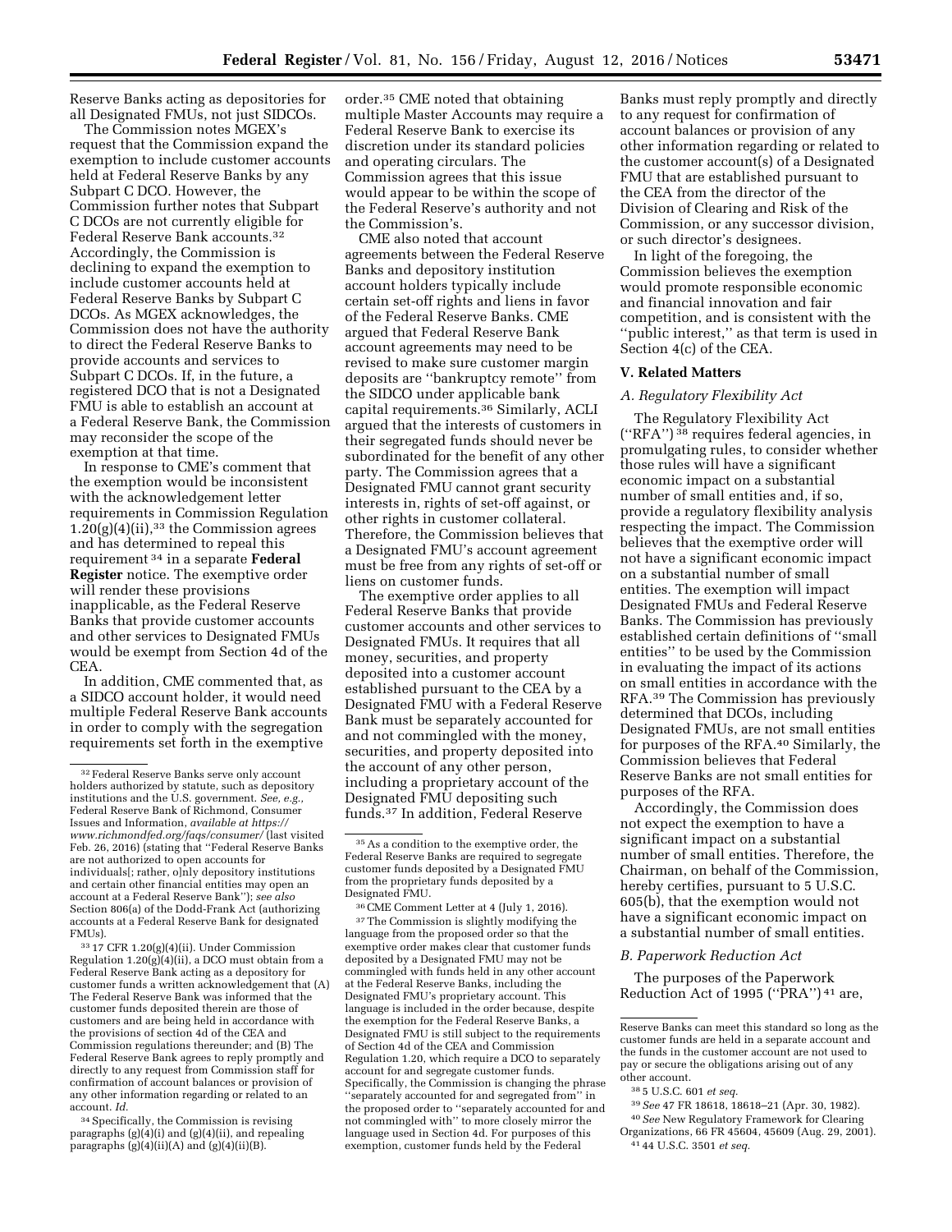Reserve Banks acting as depositories for all Designated FMUs, not just SIDCOs.

The Commission notes MGEX's request that the Commission expand the exemption to include customer accounts held at Federal Reserve Banks by any Subpart C DCO. However, the Commission further notes that Subpart C DCOs are not currently eligible for Federal Reserve Bank accounts.[32] Accordingly, the Commission is declining to expand the exemption to include customer accounts held at Federal Reserve Banks by Subpart C DCOs. As MGEX acknowledges, the Commission does not have the authority to direct the Federal Reserve Banks to provide accounts and services to Subpart C DCOs. If, in the future, a registered DCO that is not a Designated FMU is able to establish an account at a Federal Reserve Bank, the Commission may reconsider the scope of the exemption at that time.

In response to CME's comment that the exemption would be inconsistent with the acknowledgement letter requirements in Commission Regulation 1.20(g)(4)(ii),[33] the Commission agrees and has determined to repeal this requirement[34] in a separate **Federal Register** notice. The exemptive order will render these provisions inapplicable, as the Federal Reserve Banks that provide customer accounts and other services to Designated FMUs would be exempt from Section 4d of the CEA.

In addition, CME commented that, as a SIDCO account holder, it would need multiple Federal Reserve Bank accounts in order to comply with the segregation requirements set forth in the exemptive order.[35] CME noted that obtaining multiple Master Accounts may require a Federal Reserve Bank to exercise its discretion under its standard policies and operating circulars. The Commission agrees that this issue would appear to be within the scope of the Federal Reserve's authority and not the Commission's.

CME also noted that account agreements between the Federal Reserve Banks and depository institution account holders typically include certain set-off rights and liens in favor of the Federal Reserve Banks. CME argued that Federal Reserve Bank account agreements may need to be revised to make sure customer margin deposits are ''bankruptcy remote'' from the SIDCO under applicable bank capital requirements.[36] Similarly, ACLI argued that the interests of customers in their segregated funds should never be subordinated for the benefit of any other party. The Commission agrees that a Designated FMU cannot grant security interests in, rights of set-off against, or other rights in customer collateral. Therefore, the Commission believes that a Designated FMU's account agreement must be free from any rights of set-off or liens on customer funds.

The exemptive order applies to all Federal Reserve Banks that provide customer accounts and other services to Designated FMUs. It requires that all money, securities, and property deposited into a customer account established pursuant to the CEA by a Designated FMU with a Federal Reserve Bank must be separately accounted for and not commingled with the money, securities, and property deposited into the account of any other person, including a proprietary account of the Designated FMU depositing such funds.[37] In addition, Federal Reserve Banks must reply promptly and directly to any request for confirmation of account balances or provision of any other information regarding or related to the customer account(s) of a Designated FMU that are established pursuant to the CEA from the director of the Division of Clearing and Risk of the Commission, or any successor division, or such director's designees.

In light of the foregoing, the Commission believes the exemption would promote responsible economic and financial innovation and fair competition, and is consistent with the ''public interest,'' as that term is used in Section 4(c) of the CEA.

## V. Related Matters

### A. Regulatory Flexibility Act

The Regulatory Flexibility Act (''RFA'')[38] requires federal agencies, in promulgating rules, to consider whether those rules will have a significant economic impact on a substantial number of small entities and, if so, provide a regulatory flexibility analysis respecting the impact. The Commission believes that the exemptive order will not have a significant economic impact on a substantial number of small entities. The exemption will impact Designated FMUs and Federal Reserve Banks. The Commission has previously established certain definitions of ''small entities'' to be used by the Commission in evaluating the impact of its actions on small entities in accordance with the RFA.[39] The Commission has previously determined that DCOs, including Designated FMUs, are not small entities for purposes of the RFA.[40] Similarly, the Commission believes that Federal Reserve Banks are not small entities for purposes of the RFA.

Accordingly, the Commission does not expect the exemption to have a significant impact on a substantial number of small entities. Therefore, the Chairman, on behalf of the Commission, hereby certifies, pursuant to 5 U.S.C. 605(b), that the exemption would not have a significant economic impact on a substantial number of small entities.

### B. Paperwork Reduction Act

The purposes of the Paperwork Reduction Act of 1995 (''PRA'')[41] are,

---

[32] Federal Reserve Banks serve only account holders authorized by statute, such as depository institutions and the U.S. government. *See, e.g.,* Federal Reserve Bank of Richmond, Consumer Issues and Information, *available at https://www.richmondfed.org/faqs/consumer/* (last visited Feb. 26, 2016) (stating that ''Federal Reserve Banks are not authorized to open accounts for individuals[; rather, o]nly depository institutions and certain other financial entities may open an account at a Federal Reserve Bank''); *see also* Section 806(a) of the Dodd-Frank Act (authorizing accounts at a Federal Reserve Bank for designated FMUs).

[33] 17 CFR 1.20(g)(4)(ii). Under Commission Regulation 1.20(g)(4)(ii), a DCO must obtain from a Federal Reserve Bank acting as a depository for customer funds a written acknowledgement that (A) The Federal Reserve Bank was informed that the customer funds deposited therein are those of customers and are being held in accordance with the provisions of section 4d of the CEA and Commission regulations thereunder; and (B) The Federal Reserve Bank agrees to reply promptly and directly to any request from Commission staff for confirmation of account balances or provision of any other information regarding or related to an account. *Id.*

[34] Specifically, the Commission is revising paragraphs (g)(4)(i) and (g)(4)(ii), and repealing paragraphs (g)(4)(ii)(A) and (g)(4)(ii)(B).

[35] As a condition to the exemptive order, the Federal Reserve Banks are required to segregate customer funds deposited by a Designated FMU from the proprietary funds deposited by a Designated FMU.

[36] CME Comment Letter at 4 (July 1, 2016).

[37] The Commission is slightly modifying the language from the proposed order so that the exemptive order makes clear that customer funds deposited by a Designated FMU may not be commingled with funds held in any other account at the Federal Reserve Banks, including the Designated FMU's proprietary account. This language is included in the order because, despite the exemption for the Federal Reserve Banks, a Designated FMU is still subject to the requirements of Section 4d of the CEA and Commission Regulation 1.20, which require a DCO to separately account for and segregate customer funds. Specifically, the Commission is changing the phrase ''separately accounted for and segregated from'' in the proposed order to ''separately accounted for and not commingled with'' to more closely mirror the language used in Section 4d. For purposes of this exemption, customer funds held by the Federal Reserve Banks can meet this standard so long as the customer funds are held in a separate account and the funds in the customer account are not used to pay or secure the obligations arising out of any other account.

[38] 5 U.S.C. 601 *et seq.*

[39] *See* 47 FR 18618, 18618–21 (Apr. 30, 1982).

[40] *See* New Regulatory Framework for Clearing Organizations, 66 FR 45604, 45609 (Aug. 29, 2001).

[41] 44 U.S.C. 3501 *et seq.*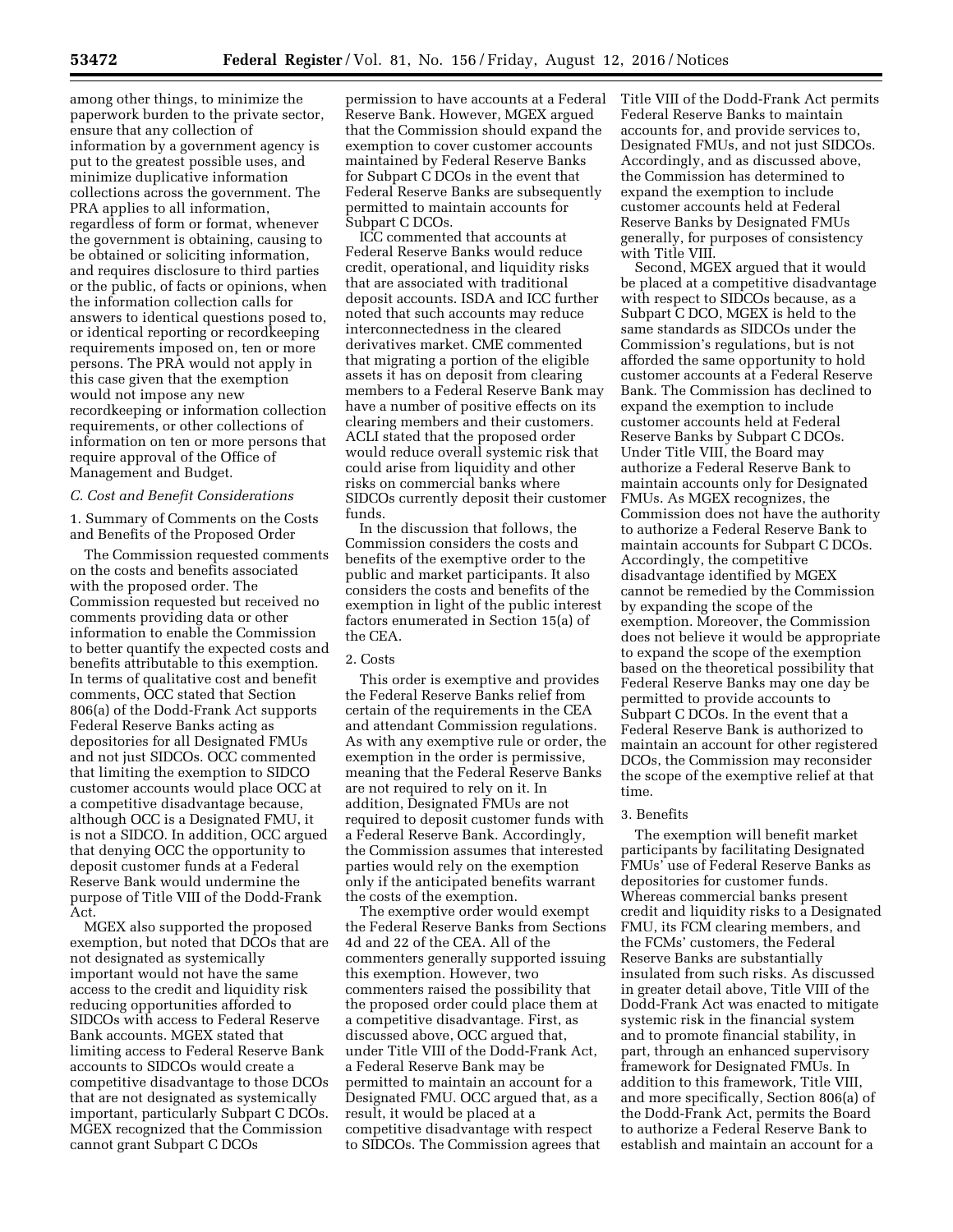among other things, to minimize the paperwork burden to the private sector, ensure that any collection of information by a government agency is put to the greatest possible uses, and minimize duplicative information collections across the government. The PRA applies to all information, regardless of form or format, whenever the government is obtaining, causing to be obtained or soliciting information, and requires disclosure to third parties or the public, of facts or opinions, when the information collection calls for answers to identical questions posed to, or identical reporting or recordkeeping requirements imposed on, ten or more persons. The PRA would not apply in this case given that the exemption would not impose any new recordkeeping or information collection requirements, or other collections of information on ten or more persons that require approval of the Office of Management and Budget.

### *C. Cost and Benefit Considerations*

1. Summary of Comments on the Costs and Benefits of the Proposed Order

The Commission requested comments on the costs and benefits associated with the proposed order. The Commission requested but received no comments providing data or other information to enable the Commission to better quantify the expected costs and benefits attributable to this exemption. In terms of qualitative cost and benefit comments, OCC stated that Section 806(a) of the Dodd-Frank Act supports Federal Reserve Banks acting as depositories for all Designated FMUs and not just SIDCOs. OCC commented that limiting the exemption to SIDCO customer accounts would place OCC at a competitive disadvantage because, although OCC is a Designated FMU, it is not a SIDCO. In addition, OCC argued that denying OCC the opportunity to deposit customer funds at a Federal Reserve Bank would undermine the purpose of Title VIII of the Dodd-Frank Act.

MGEX also supported the proposed exemption, but noted that DCOs that are not designated as systemically important would not have the same access to the credit and liquidity risk reducing opportunities afforded to SIDCOs with access to Federal Reserve Bank accounts. MGEX stated that limiting access to Federal Reserve Bank accounts to SIDCOs would create a competitive disadvantage to those DCOs that are not designated as systemically important, particularly Subpart C DCOs. MGEX recognized that the Commission cannot grant Subpart C DCOs permission to have accounts at a Federal Reserve Bank. However, MGEX argued that the Commission should expand the exemption to cover customer accounts maintained by Federal Reserve Banks for Subpart C DCOs in the event that Federal Reserve Banks are subsequently permitted to maintain accounts for Subpart C DCOs.

ICC commented that accounts at Federal Reserve Banks would reduce credit, operational, and liquidity risks that are associated with traditional deposit accounts. ISDA and ICC further noted that such accounts may reduce interconnectedness in the cleared derivatives market. CME commented that migrating a portion of the eligible assets it has on deposit from clearing members to a Federal Reserve Bank may have a number of positive effects on its clearing members and their customers. ACLI stated that the proposed order would reduce overall systemic risk that could arise from liquidity and other risks on commercial banks where SIDCOs currently deposit their customer funds.

In the discussion that follows, the Commission considers the costs and benefits of the exemptive order to the public and market participants. It also considers the costs and benefits of the exemption in light of the public interest factors enumerated in Section 15(a) of the CEA.

2. Costs

This order is exemptive and provides the Federal Reserve Banks relief from certain of the requirements in the CEA and attendant Commission regulations. As with any exemptive rule or order, the exemption in the order is permissive, meaning that the Federal Reserve Banks are not required to rely on it. In addition, Designated FMUs are not required to deposit customer funds with a Federal Reserve Bank. Accordingly, the Commission assumes that interested parties would rely on the exemption only if the anticipated benefits warrant the costs of the exemption.

The exemptive order would exempt the Federal Reserve Banks from Sections 4d and 22 of the CEA. All of the commenters generally supported issuing this exemption. However, two commenters raised the possibility that the proposed order could place them at a competitive disadvantage. First, as discussed above, OCC argued that, under Title VIII of the Dodd-Frank Act, a Federal Reserve Bank may be permitted to maintain an account for a Designated FMU. OCC argued that, as a result, it would be placed at a competitive disadvantage with respect to SIDCOs. The Commission agrees that Title VIII of the Dodd-Frank Act permits Federal Reserve Banks to maintain accounts for, and provide services to, Designated FMUs, and not just SIDCOs. Accordingly, and as discussed above, the Commission has determined to expand the exemption to include customer accounts held at Federal Reserve Banks by Designated FMUs generally, for purposes of consistency with Title VIII.

Second, MGEX argued that it would be placed at a competitive disadvantage with respect to SIDCOs because, as a Subpart C DCO, MGEX is held to the same standards as SIDCOs under the Commission's regulations, but is not afforded the same opportunity to hold customer accounts at a Federal Reserve Bank. The Commission has declined to expand the exemption to include customer accounts held at Federal Reserve Banks by Subpart C DCOs. Under Title VIII, the Board may authorize a Federal Reserve Bank to maintain accounts only for Designated FMUs. As MGEX recognizes, the Commission does not have the authority to authorize a Federal Reserve Bank to maintain accounts for Subpart C DCOs. Accordingly, the competitive disadvantage identified by MGEX cannot be remedied by the Commission by expanding the scope of the exemption. Moreover, the Commission does not believe it would be appropriate to expand the scope of the exemption based on the theoretical possibility that Federal Reserve Banks may one day be permitted to provide accounts to Subpart C DCOs. In the event that a Federal Reserve Bank is authorized to maintain an account for other registered DCOs, the Commission may reconsider the scope of the exemptive relief at that time.

3. Benefits

The exemption will benefit market participants by facilitating Designated FMUs' use of Federal Reserve Banks as depositories for customer funds. Whereas commercial banks present credit and liquidity risks to a Designated FMU, its FCM clearing members, and the FCMs' customers, the Federal Reserve Banks are substantially insulated from such risks. As discussed in greater detail above, Title VIII of the Dodd-Frank Act was enacted to mitigate systemic risk in the financial system and to promote financial stability, in part, through an enhanced supervisory framework for Designated FMUs. In addition to this framework, Title VIII, and more specifically, Section 806(a) of the Dodd-Frank Act, permits the Board to authorize a Federal Reserve Bank to establish and maintain an account for a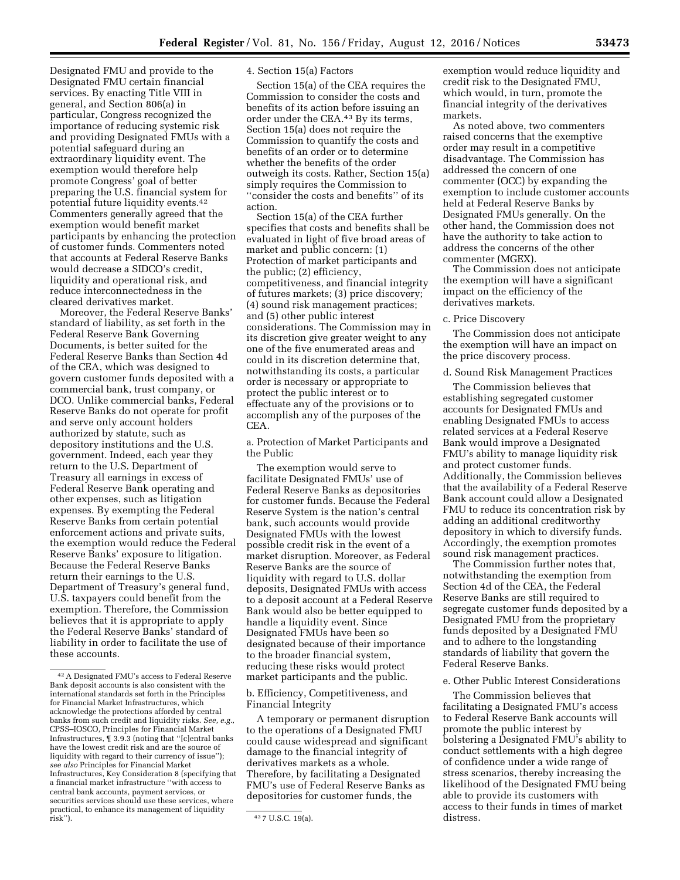Designated FMU and provide to the Designated FMU certain financial services. By enacting Title VIII in general, and Section 806(a) in particular, Congress recognized the importance of reducing systemic risk and providing Designated FMUs with a potential safeguard during an extraordinary liquidity event. The exemption would therefore help promote Congress' goal of better preparing the U.S. financial system for potential future liquidity events.[42] Commenters generally agreed that the exemption would benefit market participants by enhancing the protection of customer funds. Commenters noted that accounts at Federal Reserve Banks would decrease a SIDCO's credit, liquidity and operational risk, and reduce interconnectedness in the cleared derivatives market.

Moreover, the Federal Reserve Banks' standard of liability, as set forth in the Federal Reserve Bank Governing Documents, is better suited for the Federal Reserve Banks than Section 4d of the CEA, which was designed to govern customer funds deposited with a commercial bank, trust company, or DCO. Unlike commercial banks, Federal Reserve Banks do not operate for profit and serve only account holders authorized by statute, such as depository institutions and the U.S. government. Indeed, each year they return to the U.S. Department of Treasury all earnings in excess of Federal Reserve Bank operating and other expenses, such as litigation expenses. By exempting the Federal Reserve Banks from certain potential enforcement actions and private suits, the exemption would reduce the Federal Reserve Banks' exposure to litigation. Because the Federal Reserve Banks return their earnings to the U.S. Department of Treasury's general fund, U.S. taxpayers could benefit from the exemption. Therefore, the Commission believes that it is appropriate to apply the Federal Reserve Banks' standard of liability in order to facilitate the use of these accounts.

#### 4. Section 15(a) Factors

Section 15(a) of the CEA requires the Commission to consider the costs and benefits of its action before issuing an order under the CEA.[43] By its terms, Section 15(a) does not require the Commission to quantify the costs and benefits of an order or to determine whether the benefits of the order outweigh its costs. Rather, Section 15(a) simply requires the Commission to "consider the costs and benefits" of its action.

Section 15(a) of the CEA further specifies that costs and benefits shall be evaluated in light of five broad areas of market and public concern: (1) Protection of market participants and the public; (2) efficiency, competitiveness, and financial integrity of futures markets; (3) price discovery; (4) sound risk management practices; and (5) other public interest considerations. The Commission may in its discretion give greater weight to any one of the five enumerated areas and could in its discretion determine that, notwithstanding its costs, a particular order is necessary or appropriate to protect the public interest or to effectuate any of the provisions or to accomplish any of the purposes of the CEA.

##### a. Protection of Market Participants and the Public

The exemption would serve to facilitate Designated FMUs' use of Federal Reserve Banks as depositories for customer funds. Because the Federal Reserve System is the nation's central bank, such accounts would provide Designated FMUs with the lowest possible credit risk in the event of a market disruption. Moreover, as Federal Reserve Banks are the source of liquidity with regard to U.S. dollar deposits, Designated FMUs with access to a deposit account at a Federal Reserve Bank would also be better equipped to handle a liquidity event. Since Designated FMUs have been so designated because of their importance to the broader financial system, reducing these risks would protect market participants and the public.

##### b. Efficiency, Competitiveness, and Financial Integrity

A temporary or permanent disruption to the operations of a Designated FMU could cause widespread and significant damage to the financial integrity of derivatives markets as a whole. Therefore, by facilitating a Designated FMU's use of Federal Reserve Banks as depositories for customer funds, the exemption would reduce liquidity and credit risk to the Designated FMU, which would, in turn, promote the financial integrity of the derivatives markets.

As noted above, two commenters raised concerns that the exemptive order may result in a competitive disadvantage. The Commission has addressed the concern of one commenter (OCC) by expanding the exemption to include customer accounts held at Federal Reserve Banks by Designated FMUs generally. On the other hand, the Commission does not have the authority to take action to address the concerns of the other commenter (MGEX).

The Commission does not anticipate the exemption will have a significant impact on the efficiency of the derivatives markets.

##### c. Price Discovery

The Commission does not anticipate the exemption will have an impact on the price discovery process.

##### d. Sound Risk Management Practices

The Commission believes that establishing segregated customer accounts for Designated FMUs and enabling Designated FMUs to access related services at a Federal Reserve Bank would improve a Designated FMU's ability to manage liquidity risk and protect customer funds. Additionally, the Commission believes that the availability of a Federal Reserve Bank account could allow a Designated FMU to reduce its concentration risk by adding an additional creditworthy depository in which to diversify funds. Accordingly, the exemption promotes sound risk management practices.

The Commission further notes that, notwithstanding the exemption from Section 4d of the CEA, the Federal Reserve Banks are still required to segregate customer funds deposited by a Designated FMU from the proprietary funds deposited by a Designated FMU and to adhere to the longstanding standards of liability that govern the Federal Reserve Banks.

##### e. Other Public Interest Considerations

The Commission believes that facilitating a Designated FMU's access to Federal Reserve Bank accounts will promote the public interest by bolstering a Designated FMU's ability to conduct settlements with a high degree of confidence under a wide range of stress scenarios, thereby increasing the likelihood of the Designated FMU being able to provide its customers with access to their funds in times of market distress.

---

[42] A Designated FMU's access to Federal Reserve Bank deposit accounts is also consistent with the international standards set forth in the Principles for Financial Market Infrastructures, which acknowledge the protections afforded by central banks from such credit and liquidity risks. *See, e.g.*, CPSS–IOSCO, Principles for Financial Market Infrastructures, ¶ 3.9.3 (noting that "[c]entral banks have the lowest credit risk and are the source of liquidity with regard to their currency of issue"); *see also* Principles for Financial Market Infrastructures, Key Consideration 8 (specifying that a financial market infrastructure "with access to central bank accounts, payment services, or securities services should use these services, where practical, to enhance its management of liquidity risk").

[43] 7 U.S.C. 19(a).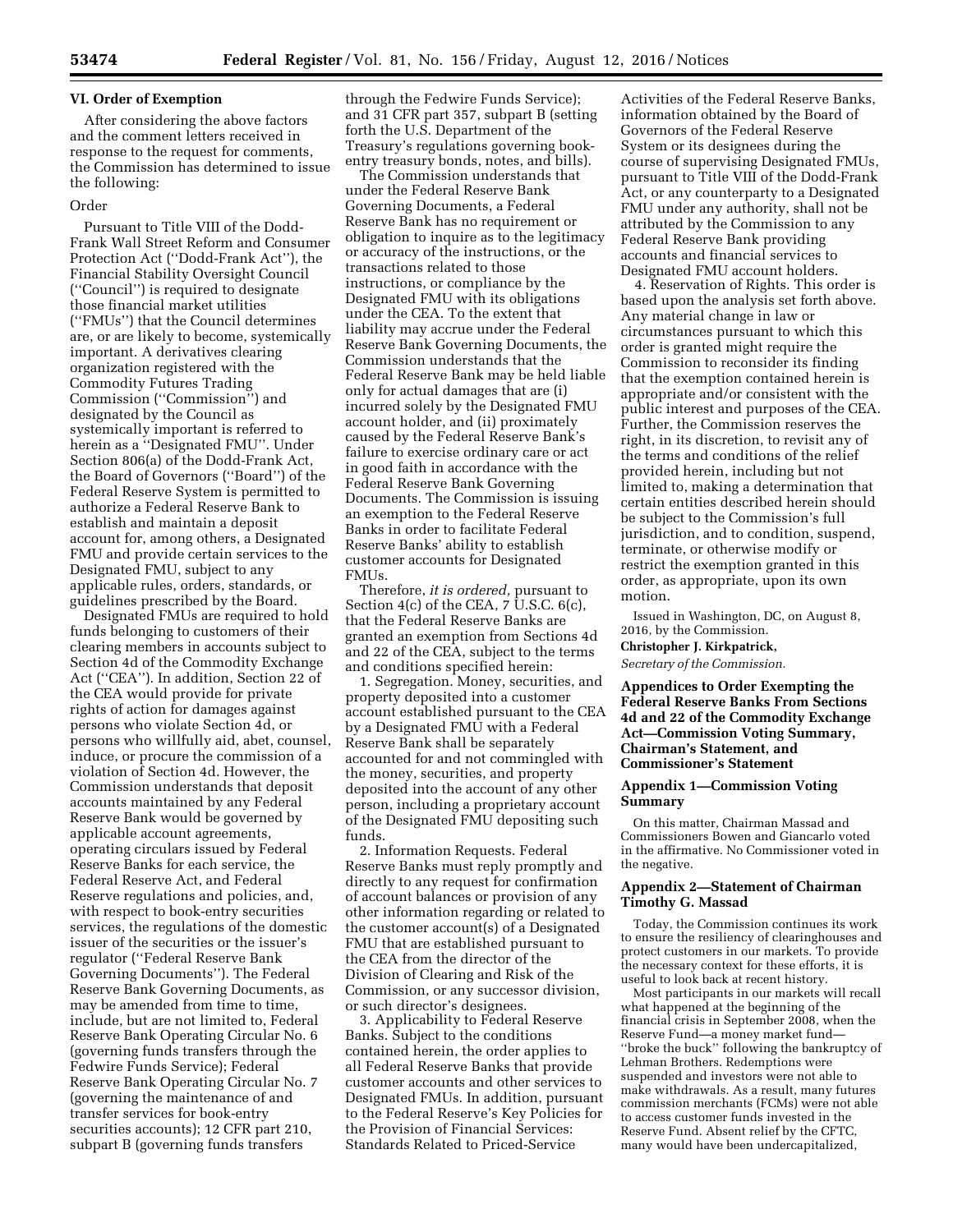## VI. Order of Exemption

After considering the above factors and the comment letters received in response to the request for comments, the Commission has determined to issue the following:

Order

Pursuant to Title VIII of the Dodd-Frank Wall Street Reform and Consumer Protection Act (''Dodd-Frank Act''), the Financial Stability Oversight Council (''Council'') is required to designate those financial market utilities (''FMUs'') that the Council determines are, or are likely to become, systemically important. A derivatives clearing organization registered with the Commodity Futures Trading Commission (''Commission'') and designated by the Council as systemically important is referred to herein as a ''Designated FMU''. Under Section 806(a) of the Dodd-Frank Act, the Board of Governors (''Board'') of the Federal Reserve System is permitted to authorize a Federal Reserve Bank to establish and maintain a deposit account for, among others, a Designated FMU and provide certain services to the Designated FMU, subject to any applicable rules, orders, standards, or guidelines prescribed by the Board.

Designated FMUs are required to hold funds belonging to customers of their clearing members in accounts subject to Section 4d of the Commodity Exchange Act (''CEA''). In addition, Section 22 of the CEA would provide for private rights of action for damages against persons who violate Section 4d, or persons who willfully aid, abet, counsel, induce, or procure the commission of a violation of Section 4d. However, the Commission understands that deposit accounts maintained by any Federal Reserve Bank would be governed by applicable account agreements, operating circulars issued by Federal Reserve Banks for each service, the Federal Reserve Act, and Federal Reserve regulations and policies, and, with respect to book-entry securities services, the regulations of the domestic issuer of the securities or the issuer's regulator (''Federal Reserve Bank Governing Documents''). The Federal Reserve Bank Governing Documents, as may be amended from time to time, include, but are not limited to, Federal Reserve Bank Operating Circular No. 6 (governing funds transfers through the Fedwire Funds Service); Federal Reserve Bank Operating Circular No. 7 (governing the maintenance of and transfer services for book-entry securities accounts); 12 CFR part 210, subpart B (governing funds transfers through the Fedwire Funds Service); and 31 CFR part 357, subpart B (setting forth the U.S. Department of the Treasury's regulations governing book-entry treasury bonds, notes, and bills).

The Commission understands that under the Federal Reserve Bank Governing Documents, a Federal Reserve Bank has no requirement or obligation to inquire as to the legitimacy or accuracy of the instructions, or the transactions related to those instructions, or compliance by the Designated FMU with its obligations under the CEA. To the extent that liability may accrue under the Federal Reserve Bank Governing Documents, the Commission understands that the Federal Reserve Bank may be held liable only for actual damages that are (i) incurred solely by the Designated FMU account holder, and (ii) proximately caused by the Federal Reserve Bank's failure to exercise ordinary care or act in good faith in accordance with the Federal Reserve Bank Governing Documents. The Commission is issuing an exemption to the Federal Reserve Banks in order to facilitate Federal Reserve Banks' ability to establish customer accounts for Designated FMUs.

Therefore, *it is ordered,* pursuant to Section 4(c) of the CEA, 7 U.S.C. 6(c), that the Federal Reserve Banks are granted an exemption from Sections 4d and 22 of the CEA, subject to the terms and conditions specified herein:

1. Segregation. Money, securities, and property deposited into a customer account established pursuant to the CEA by a Designated FMU with a Federal Reserve Bank shall be separately accounted for and not commingled with the money, securities, and property deposited into the account of any other person, including a proprietary account of the Designated FMU depositing such funds.

2. Information Requests. Federal Reserve Banks must reply promptly and directly to any request for confirmation of account balances or provision of any other information regarding or related to the customer account(s) of a Designated FMU that are established pursuant to the CEA from the director of the Division of Clearing and Risk of the Commission, or any successor division, or such director's designees.

3. Applicability to Federal Reserve Banks. Subject to the conditions contained herein, the order applies to all Federal Reserve Banks that provide customer accounts and other services to Designated FMUs. In addition, pursuant to the Federal Reserve's Key Policies for the Provision of Financial Services: Standards Related to Priced-Service Activities of the Federal Reserve Banks, information obtained by the Board of Governors of the Federal Reserve System or its designees during the course of supervising Designated FMUs, pursuant to Title VIII of the Dodd-Frank Act, or any counterparty to a Designated FMU under any authority, shall not be attributed by the Commission to any Federal Reserve Bank providing accounts and financial services to Designated FMU account holders.

4. Reservation of Rights. This order is based upon the analysis set forth above. Any material change in law or circumstances pursuant to which this order is granted might require the Commission to reconsider its finding that the exemption contained herein is appropriate and/or consistent with the public interest and purposes of the CEA. Further, the Commission reserves the right, in its discretion, to revisit any of the terms and conditions of the relief provided herein, including but not limited to, making a determination that certain entities described herein should be subject to the Commission's full jurisdiction, and to condition, suspend, terminate, or otherwise modify or restrict the exemption granted in this order, as appropriate, upon its own motion.

Issued in Washington, DC, on August 8, 2016, by the Commission.

**Christopher J. Kirkpatrick,**

*Secretary of the Commission.*

## Appendices to Order Exempting the Federal Reserve Banks From Sections 4d and 22 of the Commodity Exchange Act—Commission Voting Summary, Chairman's Statement, and Commissioner's Statement

### Appendix 1—Commission Voting Summary

On this matter, Chairman Massad and Commissioners Bowen and Giancarlo voted in the affirmative. No Commissioner voted in the negative.

### Appendix 2—Statement of Chairman Timothy G. Massad

Today, the Commission continues its work to ensure the resiliency of clearinghouses and protect customers in our markets. To provide the necessary context for these efforts, it is useful to look back at recent history.

Most participants in our markets will recall what happened at the beginning of the financial crisis in September 2008, when the Reserve Fund—a money market fund—''broke the buck'' following the bankruptcy of Lehman Brothers. Redemptions were suspended and investors were not able to make withdrawals. As a result, many futures commission merchants (FCMs) were not able to access customer funds invested in the Reserve Fund. Absent relief by the CFTC, many would have been undercapitalized,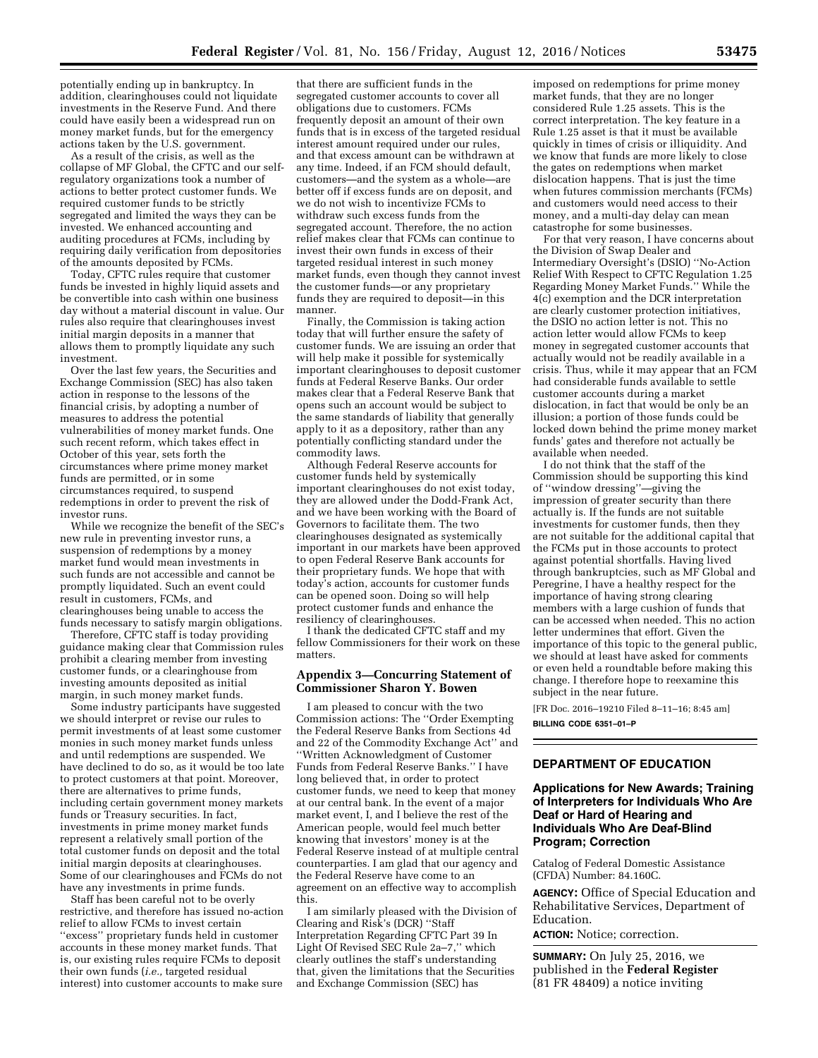potentially ending up in bankruptcy. In addition, clearinghouses could not liquidate investments in the Reserve Fund. And there could have easily been a widespread run on money market funds, but for the emergency actions taken by the U.S. government.

As a result of the crisis, as well as the collapse of MF Global, the CFTC and our self-regulatory organizations took a number of actions to better protect customer funds. We required customer funds to be strictly segregated and limited the ways they can be invested. We enhanced accounting and auditing procedures at FCMs, including by requiring daily verification from depositories of the amounts deposited by FCMs.

Today, CFTC rules require that customer funds be invested in highly liquid assets and be convertible into cash within one business day without a material discount in value. Our rules also require that clearinghouses invest initial margin deposits in a manner that allows them to promptly liquidate any such investment.

Over the last few years, the Securities and Exchange Commission (SEC) has also taken action in response to the lessons of the financial crisis, by adopting a number of measures to address the potential vulnerabilities of money market funds. One such recent reform, which takes effect in October of this year, sets forth the circumstances where prime money market funds are permitted, or in some circumstances required, to suspend redemptions in order to prevent the risk of investor runs.

While we recognize the benefit of the SEC's new rule in preventing investor runs, a suspension of redemptions by a money market fund would mean investments in such funds are not accessible and cannot be promptly liquidated. Such an event could result in customers, FCMs, and clearinghouses being unable to access the funds necessary to satisfy margin obligations.

Therefore, CFTC staff is today providing guidance making clear that Commission rules prohibit a clearing member from investing customer funds, or a clearinghouse from investing amounts deposited as initial margin, in such money market funds.

Some industry participants have suggested we should interpret or revise our rules to permit investments of at least some customer monies in such money market funds unless and until redemptions are suspended. We have declined to do so, as it would be too late to protect customers at that point. Moreover, there are alternatives to prime funds, including certain government money markets funds or Treasury securities. In fact, investments in prime money market funds represent a relatively small portion of the total customer funds on deposit and the total initial margin deposits at clearinghouses. Some of our clearinghouses and FCMs do not have any investments in prime funds.

Staff has been careful not to be overly restrictive, and therefore has issued no-action relief to allow FCMs to invest certain "excess" proprietary funds held in customer accounts in these money market funds. That is, our existing rules require FCMs to deposit their own funds (*i.e.,* targeted residual interest) into customer accounts to make sure that there are sufficient funds in the segregated customer accounts to cover all obligations due to customers. FCMs frequently deposit an amount of their own funds that is in excess of the targeted residual interest amount required under our rules, and that excess amount can be withdrawn at any time. Indeed, if an FCM should default, customers—and the system as a whole—are better off if excess funds are on deposit, and we do not wish to incentivize FCMs to withdraw such excess funds from the segregated account. Therefore, the no action relief makes clear that FCMs can continue to invest their own funds in excess of their targeted residual interest in such money market funds, even though they cannot invest the customer funds—or any proprietary funds they are required to deposit—in this manner.

Finally, the Commission is taking action today that will further ensure the safety of customer funds. We are issuing an order that will help make it possible for systemically important clearinghouses to deposit customer funds at Federal Reserve Banks. Our order makes clear that a Federal Reserve Bank that opens such an account would be subject to the same standards of liability that generally apply to it as a depository, rather than any potentially conflicting standard under the commodity laws.

Although Federal Reserve accounts for customer funds held by systemically important clearinghouses do not exist today, they are allowed under the Dodd-Frank Act, and we have been working with the Board of Governors to facilitate them. The two clearinghouses designated as systemically important in our markets have been approved to open Federal Reserve Bank accounts for their proprietary funds. We hope that with today's action, accounts for customer funds can be opened soon. Doing so will help protect customer funds and enhance the resiliency of clearinghouses.

I thank the dedicated CFTC staff and my fellow Commissioners for their work on these matters.

## Appendix 3—Concurring Statement of Commissioner Sharon Y. Bowen

I am pleased to concur with the two Commission actions: The "Order Exempting the Federal Reserve Banks from Sections 4d and 22 of the Commodity Exchange Act" and "Written Acknowledgment of Customer Funds from Federal Reserve Banks." I have long believed that, in order to protect customer funds, we need to keep that money at our central bank. In the event of a major market event, I, and I believe the rest of the American people, would feel much better knowing that investors' money is at the Federal Reserve instead of at multiple central counterparties. I am glad that our agency and the Federal Reserve have come to an agreement on an effective way to accomplish this.

I am similarly pleased with the Division of Clearing and Risk's (DCR) "Staff Interpretation Regarding CFTC Part 39 In Light Of Revised SEC Rule 2a–7," which clearly outlines the staff's understanding that, given the limitations that the Securities and Exchange Commission (SEC) has imposed on redemptions for prime money market funds, that they are no longer considered Rule 1.25 assets. This is the correct interpretation. The key feature in a Rule 1.25 asset is that it must be available quickly in times of crisis or illiquidity. And we know that funds are more likely to close the gates on redemptions when market dislocation happens. That is just the time when futures commission merchants (FCMs) and customers would need access to their money, and a multi-day delay can mean catastrophe for some businesses.

For that very reason, I have concerns about the Division of Swap Dealer and Intermediary Oversight's (DSIO) "No-Action Relief With Respect to CFTC Regulation 1.25 Regarding Money Market Funds." While the 4(c) exemption and the DCR interpretation are clearly customer protection initiatives, the DSIO no action letter is not. This no action letter would allow FCMs to keep money in segregated customer accounts that actually would not be readily available in a crisis. Thus, while it may appear that an FCM had considerable funds available to settle customer accounts during a market dislocation, in fact that would be only be an illusion; a portion of those funds could be locked down behind the prime money market funds' gates and therefore not actually be available when needed.

I do not think that the staff of the Commission should be supporting this kind of "window dressing"—giving the impression of greater security than there actually is. If the funds are not suitable investments for customer funds, then they are not suitable for the additional capital that the FCMs put in those accounts to protect against potential shortfalls. Having lived through bankruptcies, such as MF Global and Peregrine, I have a healthy respect for the importance of having strong clearing members with a large cushion of funds that can be accessed when needed. This no action letter undermines that effort. Given the importance of this topic to the general public, we should at least have asked for comments or even held a roundtable before making this change. I therefore hope to reexamine this subject in the near future.

[FR Doc. 2016–19210 Filed 8–11–16; 8:45 am]

**BILLING CODE 6351–01–P**

## DEPARTMENT OF EDUCATION

### Applications for New Awards; Training of Interpreters for Individuals Who Are Deaf or Hard of Hearing and Individuals Who Are Deaf-Blind Program; Correction

Catalog of Federal Domestic Assistance (CFDA) Number: 84.160C.

**AGENCY:** Office of Special Education and Rehabilitative Services, Department of Education.

**ACTION:** Notice; correction.

**SUMMARY:** On July 25, 2016, we published in the **Federal Register** (81 FR 48409) a notice inviting